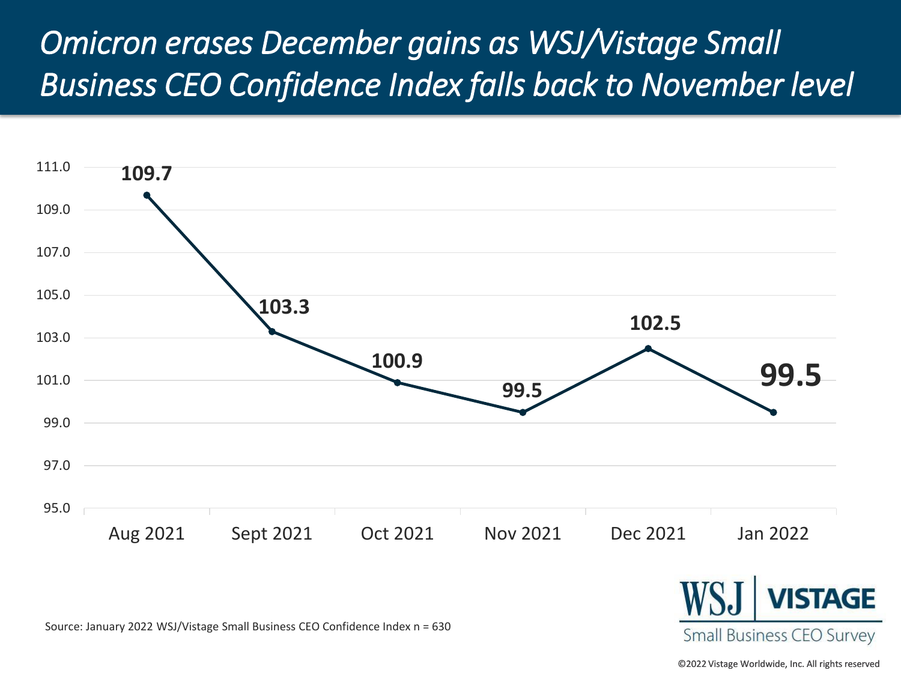# *Omicron erases December gains as WSJ/Vistage Small Business CEO Confidence Index falls back to November level*

| Month | Index |
| --- | --- |
| Aug 2021 | 109.7 |
| Sept 2021 | 103.3 |
| Oct 2021 | 100.9 |
| Nov 2021 | 99.5 |
| Dec 2021 | 102.5 |
| Jan 2022 | 99.5 |

Source: January 2022 WSJ/Vistage Small Business CEO Confidence Index n = 630

WSJ | VISTAGE
Small Business CEO Survey

©2022 Vistage Worldwide, Inc. All rights reserved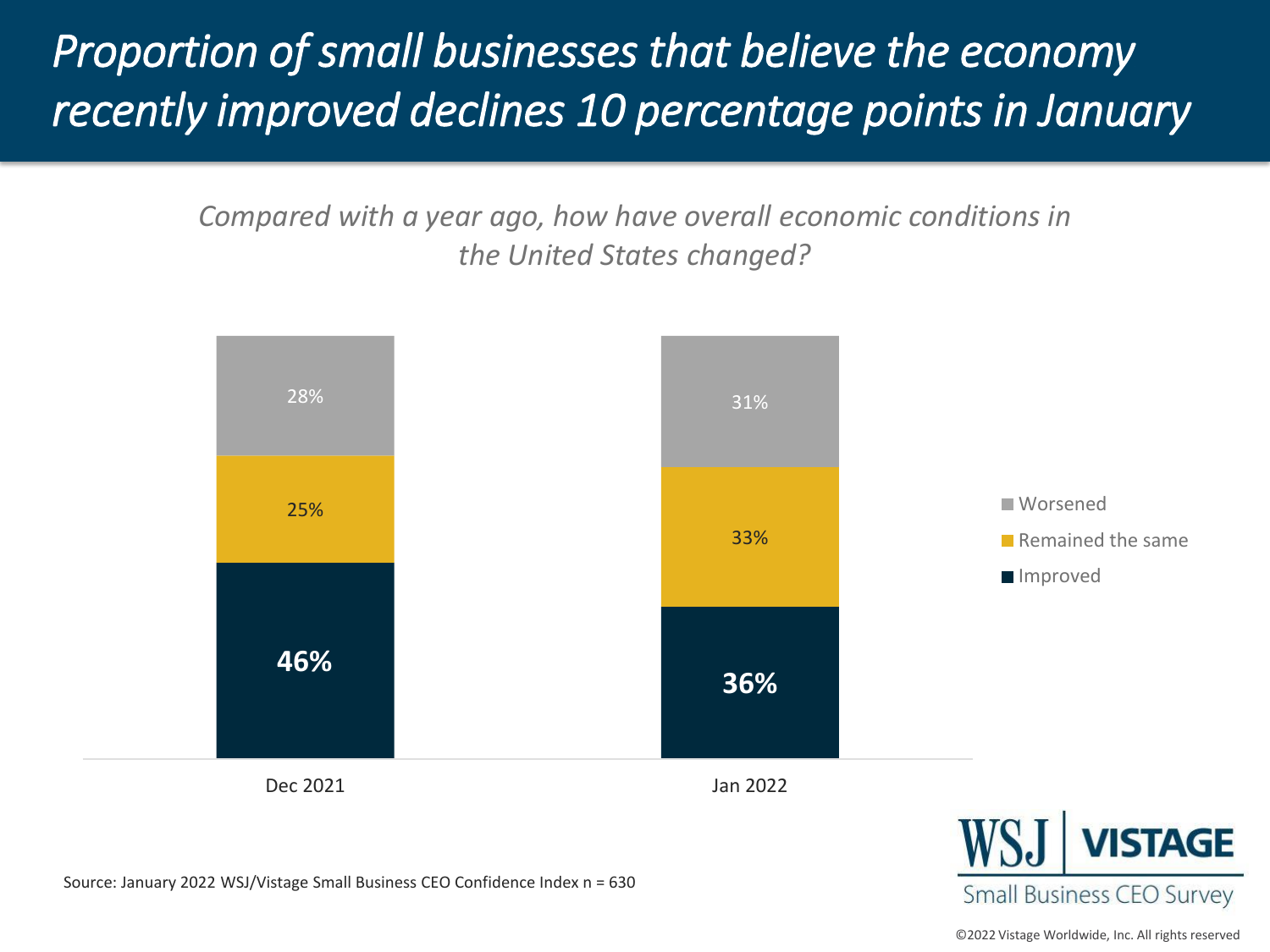# *Proportion of small businesses that believe the economy recently improved declines 10 percentage points in January*

*Compared with a year ago, how have overall economic conditions in the United States changed?*

| | Dec 2021 | Jan 2022 |
|---|---|---|
| Worsened | 28% | 31% |
| Remained the same | 25% | 33% |
| Improved | **46%** | **36%** |

Source: January 2022 WSJ/Vistage Small Business CEO Confidence Index n = 630

WSJ | VISTAGE Small Business CEO Survey

©2022 Vistage Worldwide, Inc. All rights reserved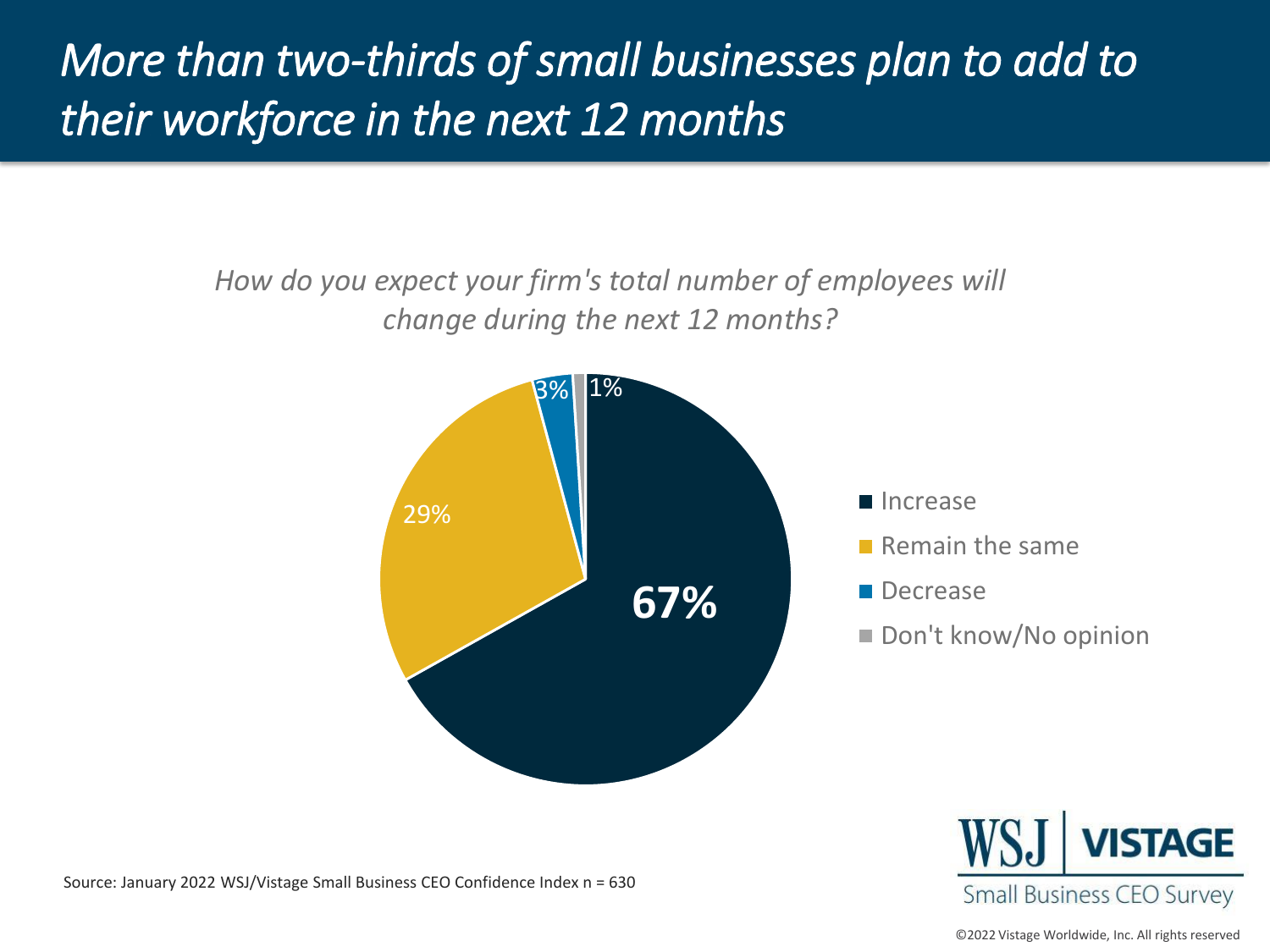# *More than two-thirds of small businesses plan to add to their workforce in the next 12 months*

*How do you expect your firm's total number of employees will change during the next 12 months?*

| Response | Percentage |
| --- | --- |
| Increase | 67% |
| Remain the same | 29% |
| Decrease | 3% |
| Don't know/No opinion | 1% |

Source: January 2022 WSJ/Vistage Small Business CEO Confidence Index n = 630

WSJ | VISTAGE
Small Business CEO Survey

©2022 Vistage Worldwide, Inc. All rights reserved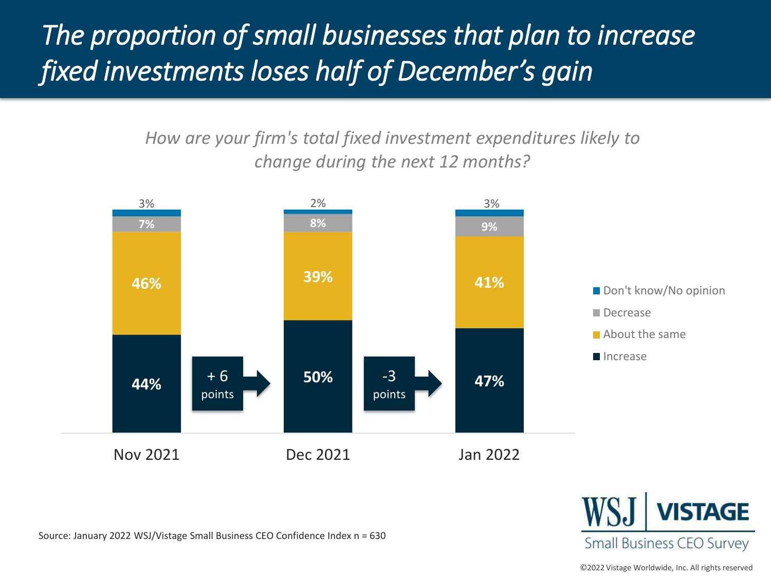# *The proportion of small businesses that plan to increase fixed investments loses half of December's gain*

*How are your firm's total fixed investment expenditures likely to change during the next 12 months?*

| | Nov 2021 | Dec 2021 | Jan 2022 |
|---|---|---|---|
| Don't know/No opinion | 3% | 2% | 3% |
| Decrease | 7% | 8% | 9% |
| About the same | 46% | 39% | 41% |
| Increase | 44% | 50% | 47% |

Nov 2021 → Dec 2021: + 6 points

Dec 2021 → Jan 2022: -3 points

Source: January 2022 WSJ/Vistage Small Business CEO Confidence Index n = 630

WSJ | VISTAGE Small Business CEO Survey

©2022 Vistage Worldwide, Inc. All rights reserved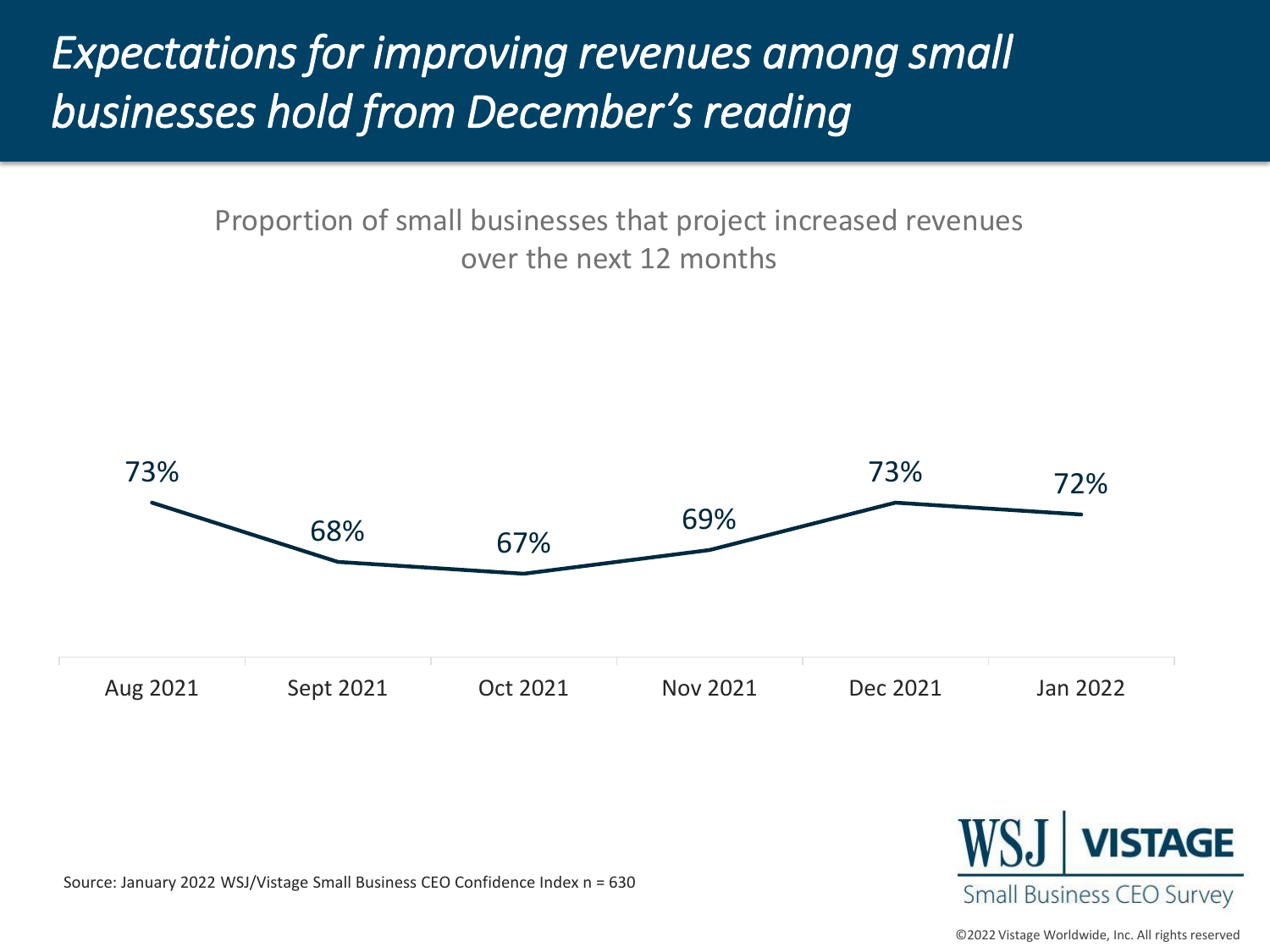# *Expectations for improving revenues among small businesses hold from December's reading*

Proportion of small businesses that project increased revenues over the next 12 months

| Aug 2021 | Sept 2021 | Oct 2021 | Nov 2021 | Dec 2021 | Jan 2022 |
|---|---|---|---|---|---|
| 73% | 68% | 67% | 69% | 73% | 72% |

Source: January 2022 WSJ/Vistage Small Business CEO Confidence Index n = 630

WSJ | VISTAGE
Small Business CEO Survey

©2022 Vistage Worldwide, Inc. All rights reserved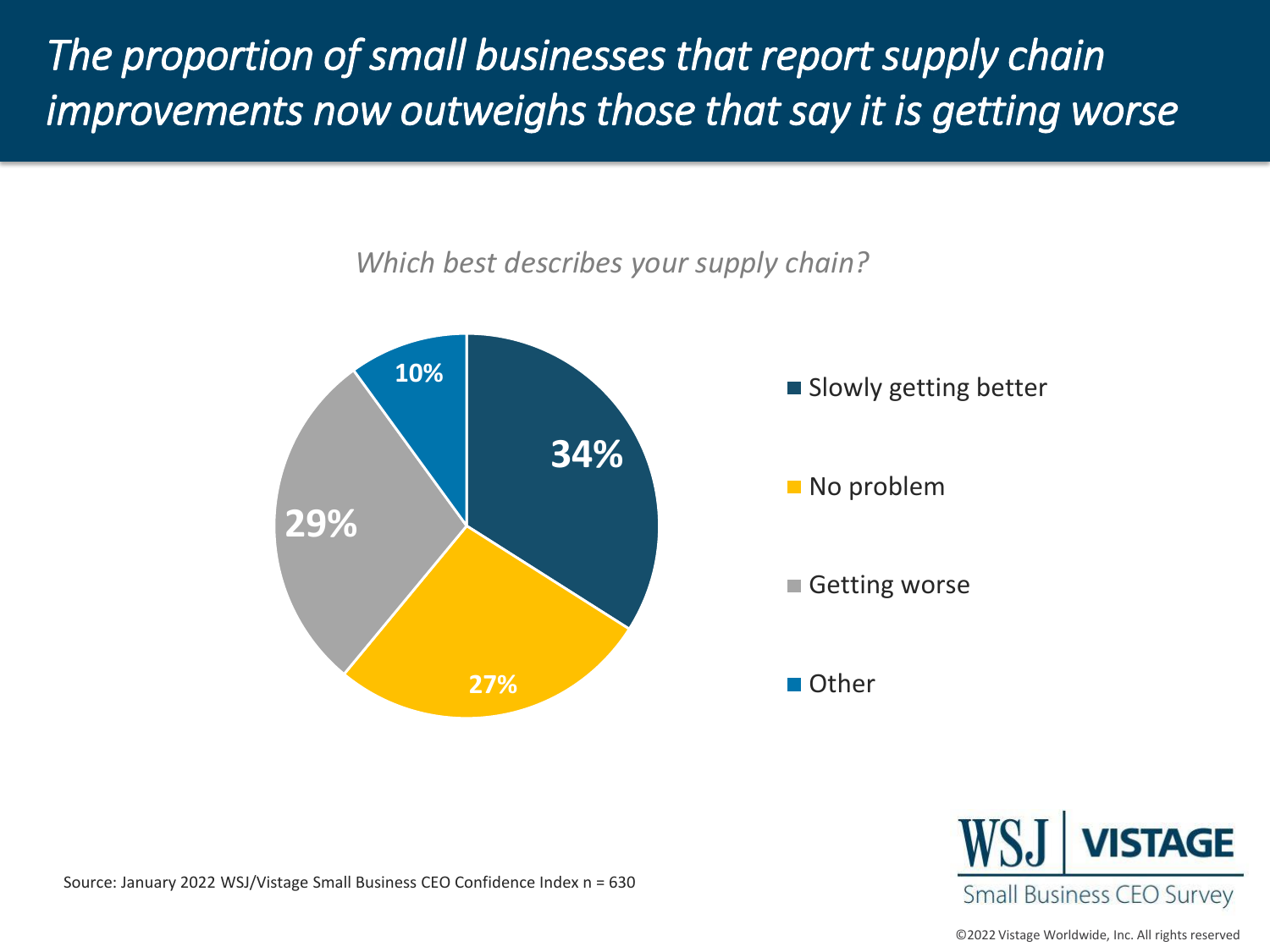# *The proportion of small businesses that report supply chain improvements now outweighs those that say it is getting worse*

*Which best describes your supply chain?*

| Response | Percentage |
| --- | --- |
| Slowly getting better | 34% |
| No problem | 27% |
| Getting worse | 29% |
| Other | 10% |

Source: January 2022 WSJ/Vistage Small Business CEO Confidence Index n = 630

WSJ | VISTAGE
Small Business CEO Survey

©2022 Vistage Worldwide, Inc. All rights reserved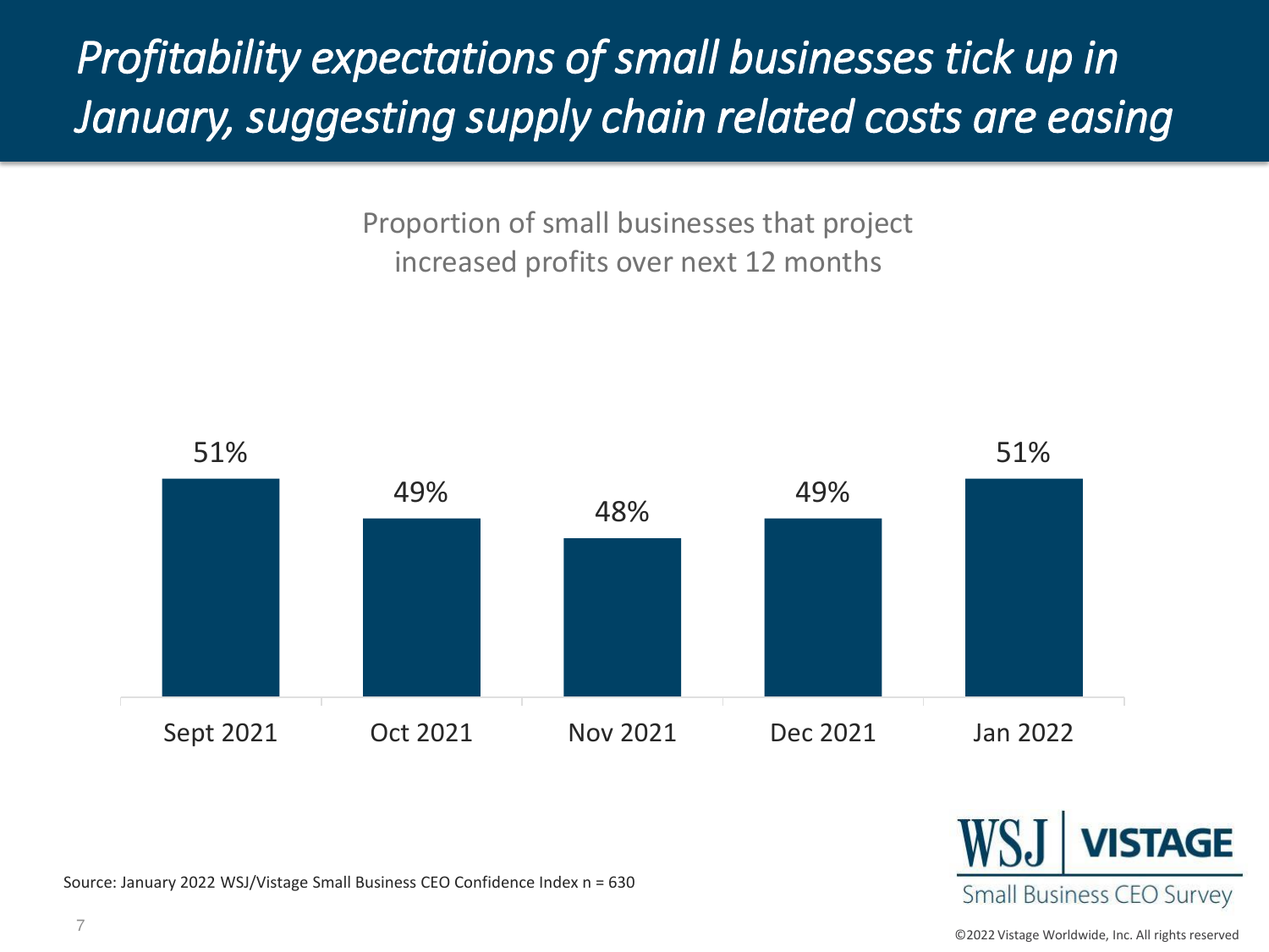# *Profitability expectations of small businesses tick up in January, suggesting supply chain related costs are easing*

Proportion of small businesses that project increased profits over next 12 months

| Sept 2021 | Oct 2021 | Nov 2021 | Dec 2021 | Jan 2022 |
|---|---|---|---|---|
| 51% | 49% | 48% | 49% | 51% |

Source: January 2022 WSJ/Vistage Small Business CEO Confidence Index n = 630

WSJ | VISTAGE
Small Business CEO Survey

©2022 Vistage Worldwide, Inc. All rights reserved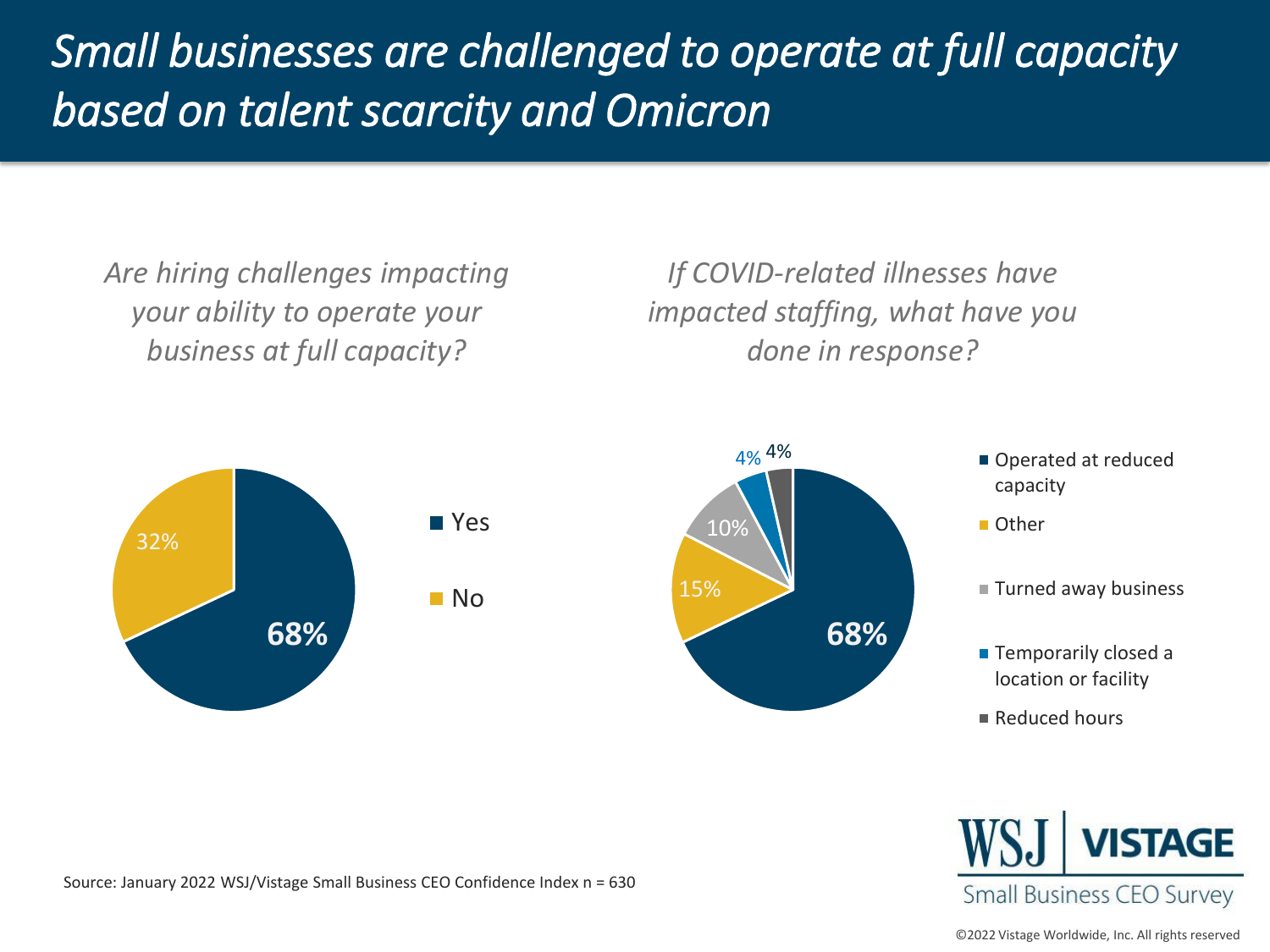# *Small businesses are challenged to operate at full capacity based on talent scarcity and Omicron*

*Are hiring challenges impacting your ability to operate your business at full capacity?*

| Response | Percentage |
|---|---|
| Yes | 68% |
| No | 32% |

*If COVID-related illnesses have impacted staffing, what have you done in response?*

| Response | Percentage |
|---|---|
| Operated at reduced capacity | 68% |
| Other | 15% |
| Turned away business | 10% |
| Temporarily closed a location or facility | 4% |
| Reduced hours | 4% |

Source: January 2022 WSJ/Vistage Small Business CEO Confidence Index n = 630

WSJ | VISTAGE Small Business CEO Survey

©2022 Vistage Worldwide, Inc. All rights reserved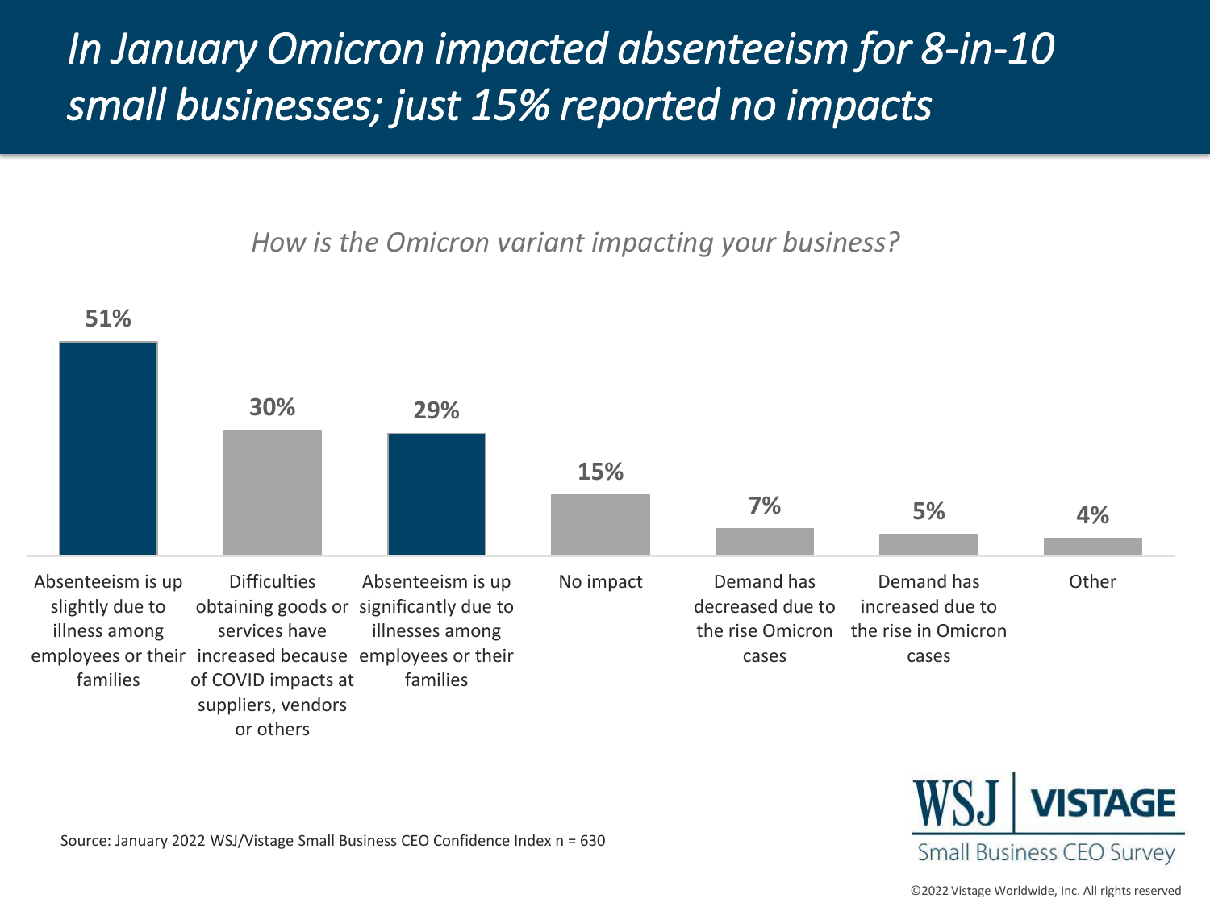# In January Omicron impacted absenteeism for 8-in-10 small businesses; just 15% reported no impacts

*How is the Omicron variant impacting your business?*

| Response | Percentage |
| --- | --- |
| Absenteeism is up slightly due to illness among employees or their families | 51% |
| Difficulties obtaining goods or services have increased because of COVID impacts at suppliers, vendors or others | 30% |
| Absenteeism is up significantly due to illnesses among employees or their families | 29% |
| No impact | 15% |
| Demand has decreased due to the rise Omicron cases | 7% |
| Demand has increased due to the rise in Omicron cases | 5% |
| Other | 4% |

Source: January 2022 WSJ/Vistage Small Business CEO Confidence Index n = 630

WSJ | VISTAGE Small Business CEO Survey

©2022 Vistage Worldwide, Inc. All rights reserved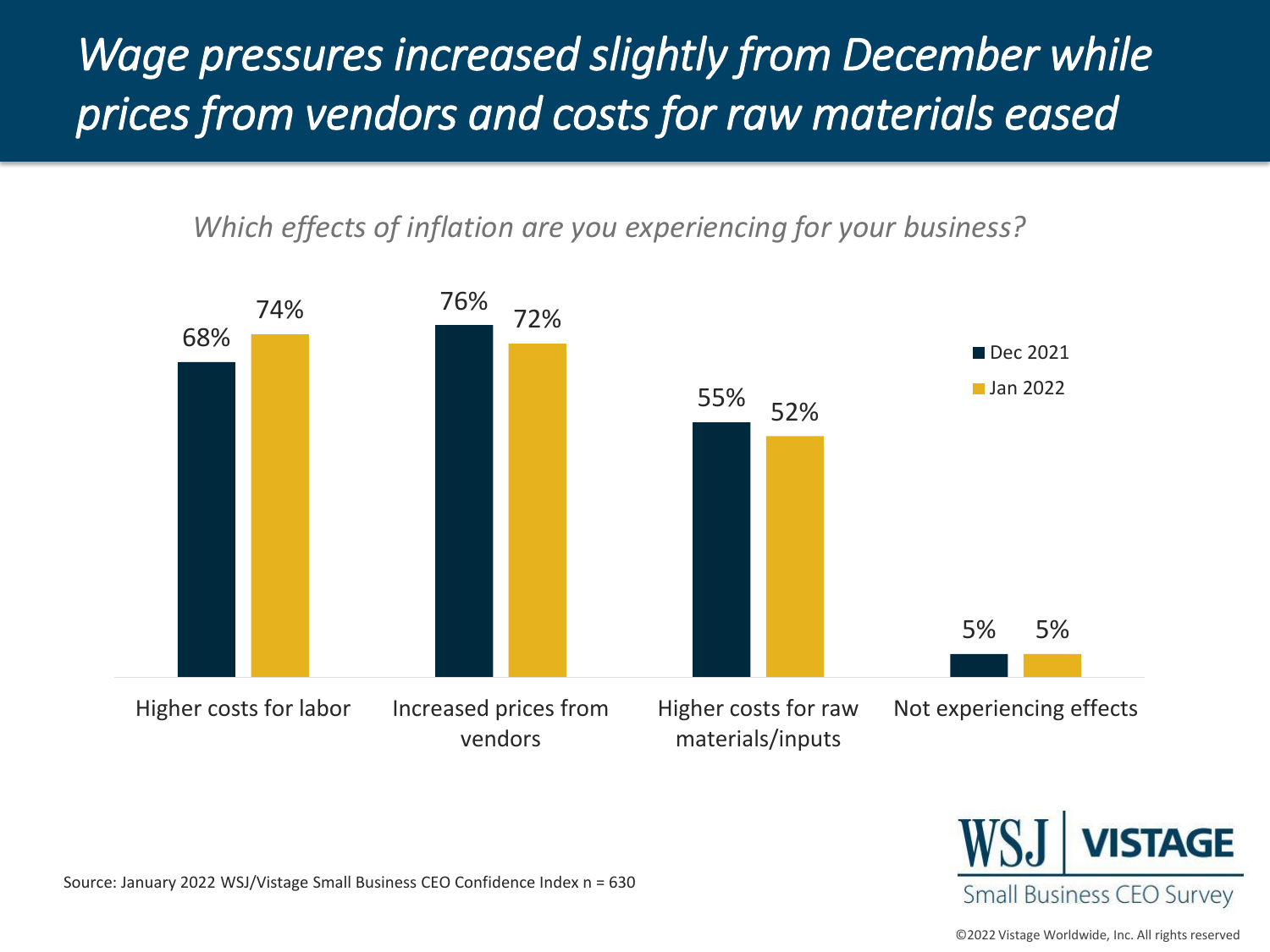# *Wage pressures increased slightly from December while prices from vendors and costs for raw materials eased*

*Which effects of inflation are you experiencing for your business?*

| | Dec 2021 | Jan 2022 |
|---|---|---|
| Higher costs for labor | 68% | 74% |
| Increased prices from vendors | 76% | 72% |
| Higher costs for raw materials/inputs | 55% | 52% |
| Not experiencing effects | 5% | 5% |

Source: January 2022 WSJ/Vistage Small Business CEO Confidence Index n = 630

WSJ | VISTAGE
Small Business CEO Survey

©2022 Vistage Worldwide, Inc. All rights reserved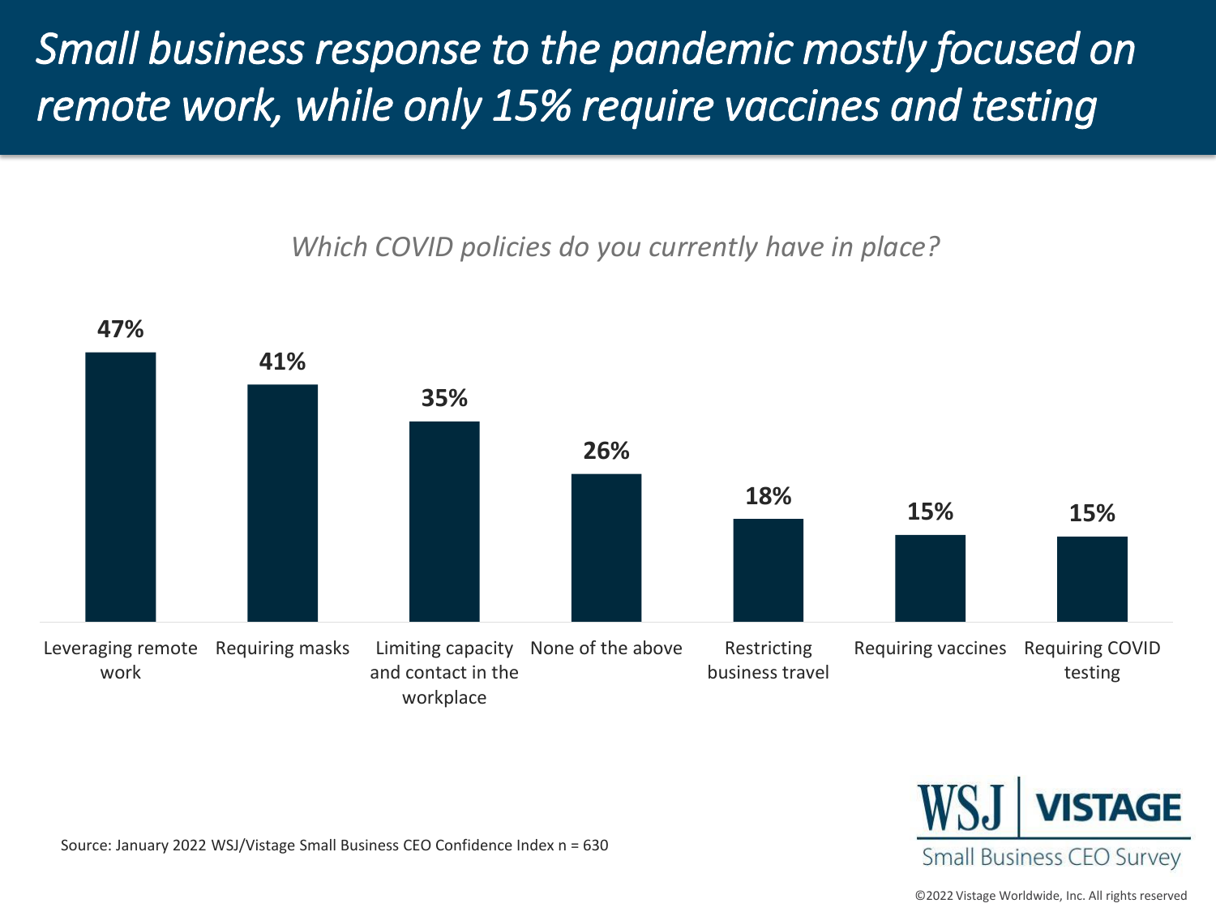# *Small business response to the pandemic mostly focused on remote work, while only 15% require vaccines and testing*

*Which COVID policies do you currently have in place?*

47%
41%
35%
26%
18%
15%
15%

Leveraging remote work
Requiring masks
Limiting capacity and contact in the workplace
None of the above
Restricting business travel
Requiring vaccines
Requiring COVID testing

Source: January 2022 WSJ/Vistage Small Business CEO Confidence Index n = 630

WSJ | VISTAGE
Small Business CEO Survey

©2022 Vistage Worldwide, Inc. All rights reserved